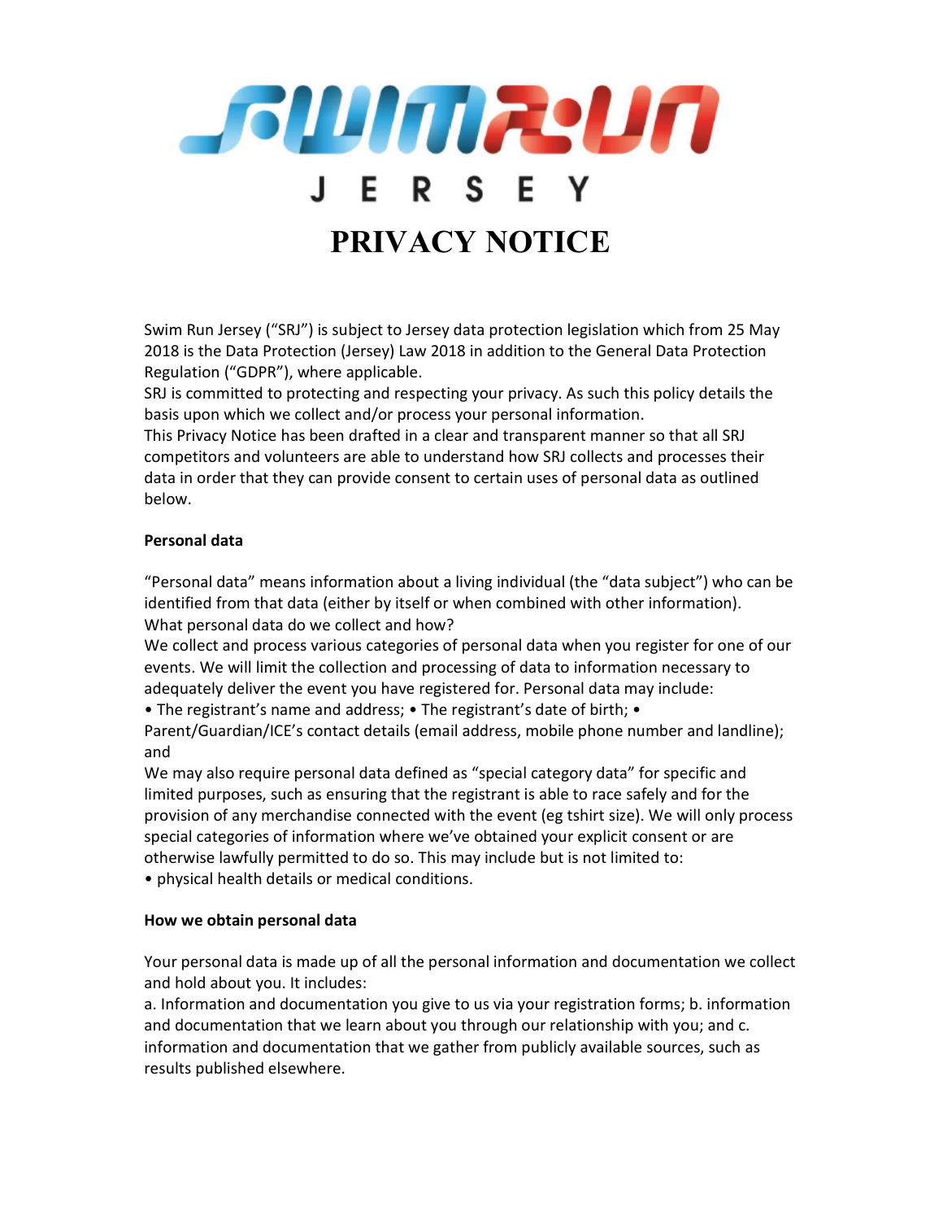# SWIMRUN JERSEY

# PRIVACY NOTICE

Swim Run Jersey ("SRJ") is subject to Jersey data protection legislation which from 25 May 2018 is the Data Protection (Jersey) Law 2018 in addition to the General Data Protection Regulation ("GDPR"), where applicable.
SRJ is committed to protecting and respecting your privacy. As such this policy details the basis upon which we collect and/or process your personal information.
This Privacy Notice has been drafted in a clear and transparent manner so that all SRJ competitors and volunteers are able to understand how SRJ collects and processes their data in order that they can provide consent to certain uses of personal data as outlined below.

**Personal data**

"Personal data" means information about a living individual (the "data subject") who can be identified from that data (either by itself or when combined with other information).
What personal data do we collect and how?
We collect and process various categories of personal data when you register for one of our events. We will limit the collection and processing of data to information necessary to adequately deliver the event you have registered for. Personal data may include:
• The registrant's name and address; • The registrant's date of birth; • Parent/Guardian/ICE's contact details (email address, mobile phone number and landline); and
We may also require personal data defined as "special category data" for specific and limited purposes, such as ensuring that the registrant is able to race safely and for the provision of any merchandise connected with the event (eg tshirt size). We will only process special categories of information where we've obtained your explicit consent or are otherwise lawfully permitted to do so. This may include but is not limited to:
• physical health details or medical conditions.

**How we obtain personal data**

Your personal data is made up of all the personal information and documentation we collect and hold about you. It includes:
a. Information and documentation you give to us via your registration forms; b. information and documentation that we learn about you through our relationship with you; and c. information and documentation that we gather from publicly available sources, such as results published elsewhere.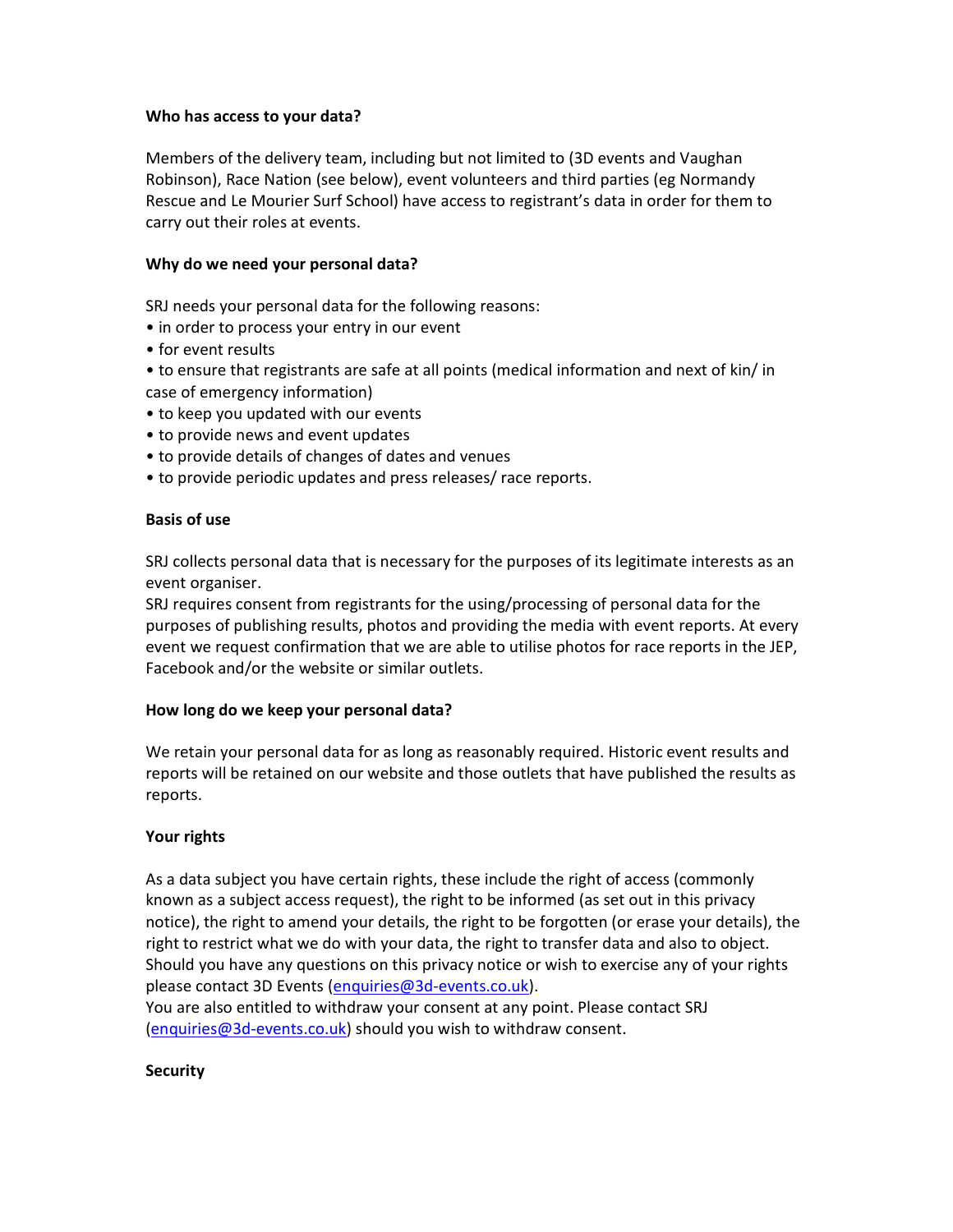**Who has access to your data?**

Members of the delivery team, including but not limited to (3D events and Vaughan Robinson), Race Nation (see below), event volunteers and third parties (eg Normandy Rescue and Le Mourier Surf School) have access to registrant's data in order for them to carry out their roles at events.

**Why do we need your personal data?**

SRJ needs your personal data for the following reasons:

- in order to process your entry in our event
- for event results
- to ensure that registrants are safe at all points (medical information and next of kin/ in case of emergency information)
- to keep you updated with our events
- to provide news and event updates
- to provide details of changes of dates and venues
- to provide periodic updates and press releases/ race reports.

**Basis of use**

SRJ collects personal data that is necessary for the purposes of its legitimate interests as an event organiser.
SRJ requires consent from registrants for the using/processing of personal data for the purposes of publishing results, photos and providing the media with event reports. At every event we request confirmation that we are able to utilise photos for race reports in the JEP, Facebook and/or the website or similar outlets.

**How long do we keep your personal data?**

We retain your personal data for as long as reasonably required. Historic event results and reports will be retained on our website and those outlets that have published the results as reports.

**Your rights**

As a data subject you have certain rights, these include the right of access (commonly known as a subject access request), the right to be informed (as set out in this privacy notice), the right to amend your details, the right to be forgotten (or erase your details), the right to restrict what we do with your data, the right to transfer data and also to object. Should you have any questions on this privacy notice or wish to exercise any of your rights please contact 3D Events (enquiries@3d-events.co.uk).
You are also entitled to withdraw your consent at any point. Please contact SRJ (enquiries@3d-events.co.uk) should you wish to withdraw consent.

**Security**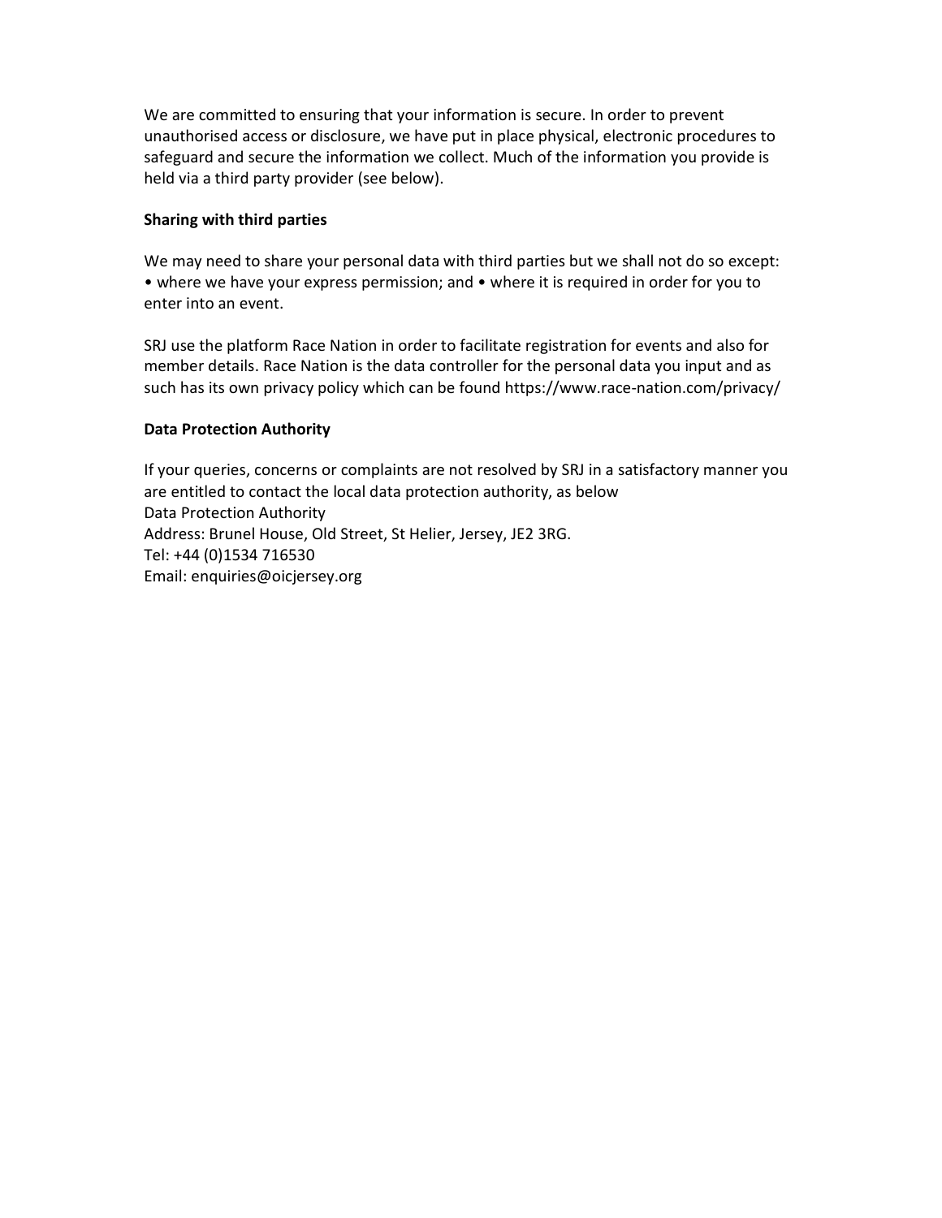We are committed to ensuring that your information is secure. In order to prevent unauthorised access or disclosure, we have put in place physical, electronic procedures to safeguard and secure the information we collect. Much of the information you provide is held via a third party provider (see below).

**Sharing with third parties**

We may need to share your personal data with third parties but we shall not do so except:
• where we have your express permission; and • where it is required in order for you to enter into an event.

SRJ use the platform Race Nation in order to facilitate registration for events and also for member details. Race Nation is the data controller for the personal data you input and as such has its own privacy policy which can be found https://www.race-nation.com/privacy/

**Data Protection Authority**

If your queries, concerns or complaints are not resolved by SRJ in a satisfactory manner you are entitled to contact the local data protection authority, as below
Data Protection Authority
Address: Brunel House, Old Street, St Helier, Jersey, JE2 3RG.
Tel: +44 (0)1534 716530
Email: enquiries@oicjersey.org